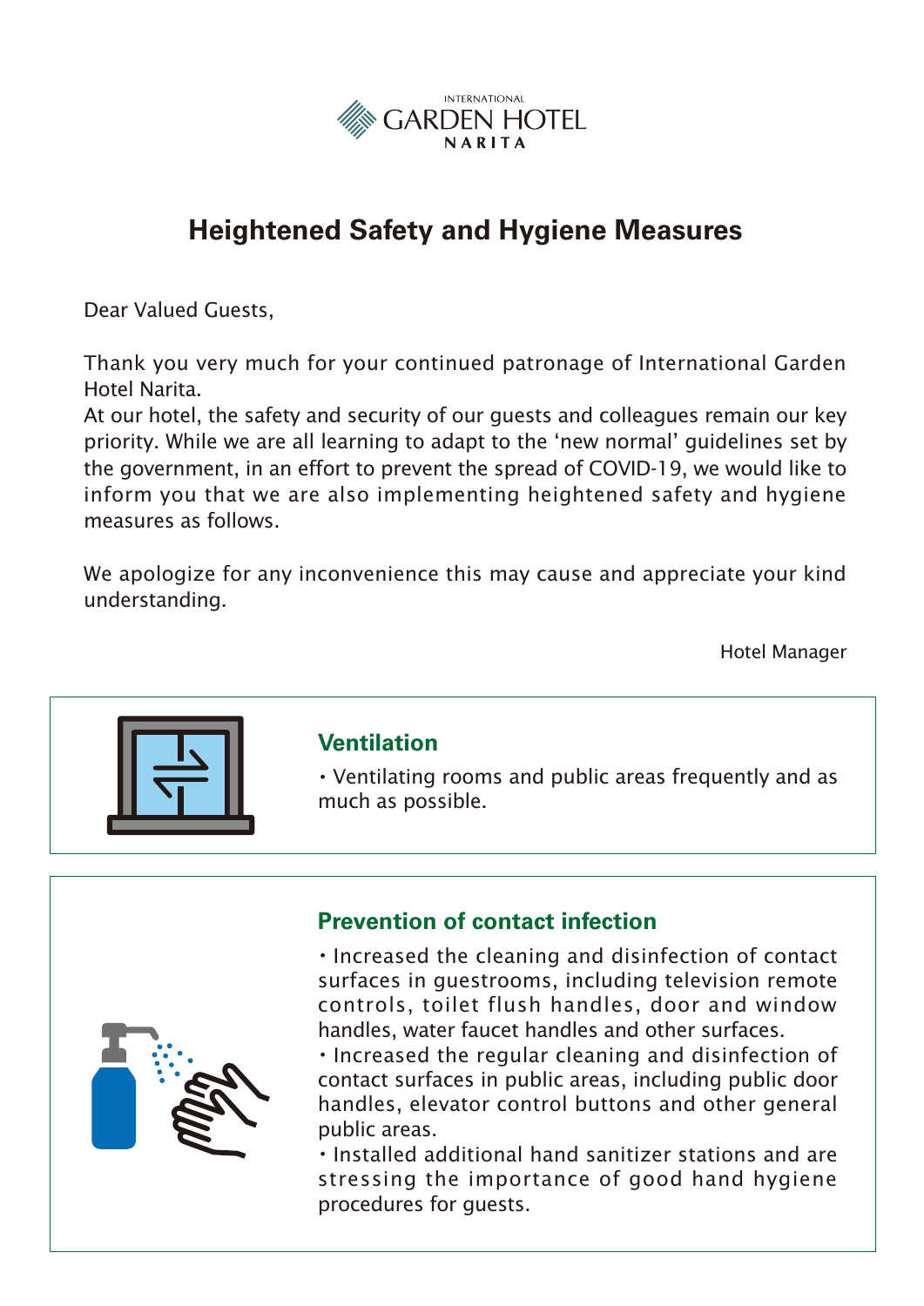INTERNATIONAL GARDEN HOTEL NARITA

# Heightened Safety and Hygiene Measures

Dear Valued Guests,

Thank you very much for your continued patronage of International Garden Hotel Narita.
At our hotel, the safety and security of our guests and colleagues remain our key priority. While we are all learning to adapt to the 'new normal' guidelines set by the government, in an effort to prevent the spread of COVID-19, we would like to inform you that we are also implementing heightened safety and hygiene measures as follows.

We apologize for any inconvenience this may cause and appreciate your kind understanding.

Hotel Manager

## Ventilation

- Ventilating rooms and public areas frequently and as much as possible.

## Prevention of contact infection

- Increased the cleaning and disinfection of contact surfaces in guestrooms, including television remote controls, toilet flush handles, door and window handles, water faucet handles and other surfaces.
- Increased the regular cleaning and disinfection of contact surfaces in public areas, including public door handles, elevator control buttons and other general public areas.
- Installed additional hand sanitizer stations and are stressing the importance of good hand hygiene procedures for guests.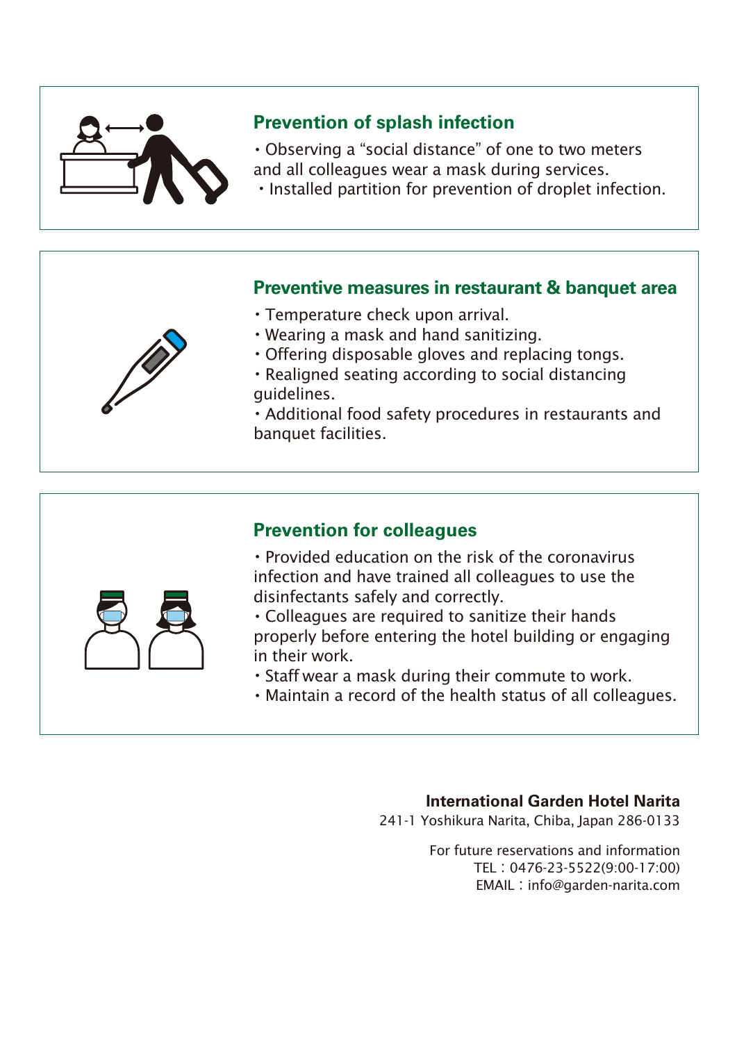## Prevention of splash infection

- Observing a “social distance” of one to two meters and all colleagues wear a mask during services.
- Installed partition for prevention of droplet infection.

## Preventive measures in restaurant & banquet area

- Temperature check upon arrival.
- Wearing a mask and hand sanitizing.
- Offering disposable gloves and replacing tongs.
- Realigned seating according to social distancing guidelines.
- Additional food safety procedures in restaurants and banquet facilities.

## Prevention for colleagues

- Provided education on the risk of the coronavirus infection and have trained all colleagues to use the disinfectants safely and correctly.
- Colleagues are required to sanitize their hands properly before entering the hotel building or engaging in their work.
- Staff wear a mask during their commute to work.
- Maintain a record of the health status of all colleagues.

**International Garden Hotel Narita**
241-1 Yoshikura Narita, Chiba, Japan 286-0133

For future reservations and information
TEL：0476-23-5522(9:00-17:00)
EMAIL：info@garden-narita.com